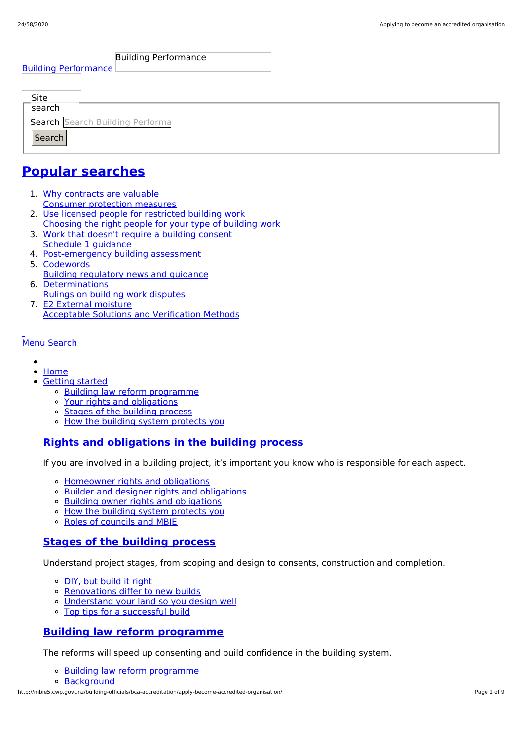Building Performance

Building Performance

Site search

Search

Search

## Popular searches

1. Why contracts are valuable
   Consumer protection measures
2. Use licensed people for restricted building work
   Choosing the right people for your type of building work
3. Work that doesn't require a building consent
   Schedule 1 guidance
4. Post-emergency building assessment
5. Codewords
   Building regulatory news and guidance
6. Determinations
   Rulings on building work disputes
7. E2 External moisture
   Acceptable Solutions and Verification Methods

Menu Search

- Home
- Getting started
  - Building law reform programme
  - Your rights and obligations
  - Stages of the building process
  - How the building system protects you

### Rights and obligations in the building process

If you are involved in a building project, it's important you know who is responsible for each aspect.

- Homeowner rights and obligations
- Builder and designer rights and obligations
- Building owner rights and obligations
- How the building system protects you
- Roles of councils and MBIE

### Stages of the building process

Understand project stages, from scoping and design to consents, construction and completion.

- DIY, but build it right
- Renovations differ to new builds
- Understand your land so you design well
- Top tips for a successful build

### Building law reform programme

The reforms will speed up consenting and build confidence in the building system.

- Building law reform programme
- Background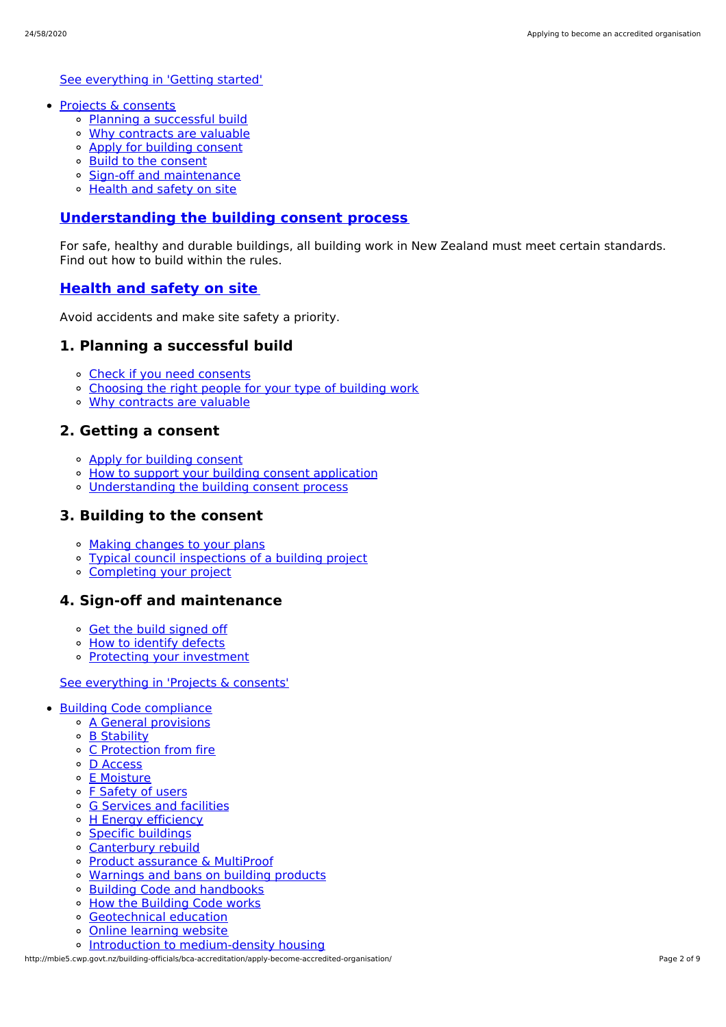[See everything in 'Getting started']

- [Projects & consents]
  - [Planning a successful build]
  - [Why contracts are valuable]
  - [Apply for building consent]
  - [Build to the consent]
  - [Sign-off and maintenance]
  - [Health and safety on site]

## [Understanding the building consent process]

For safe, healthy and durable buildings, all building work in New Zealand must meet certain standards. Find out how to build within the rules.

## [Health and safety on site]

Avoid accidents and make site safety a priority.

### 1. Planning a successful build

- [Check if you need consents]
- [Choosing the right people for your type of building work]
- [Why contracts are valuable]

### 2. Getting a consent

- [Apply for building consent]
- [How to support your building consent application]
- [Understanding the building consent process]

### 3. Building to the consent

- [Making changes to your plans]
- [Typical council inspections of a building project]
- [Completing your project]

### 4. Sign-off and maintenance

- [Get the build signed off]
- [How to identify defects]
- [Protecting your investment]

[See everything in 'Projects & consents']

- [Building Code compliance]
  - [A General provisions]
  - [B Stability]
  - [C Protection from fire]
  - [D Access]
  - [E Moisture]
  - [F Safety of users]
  - [G Services and facilities]
  - [H Energy efficiency]
  - [Specific buildings]
  - [Canterbury rebuild]
  - [Product assurance & MultiProof]
  - [Warnings and bans on building products]
  - [Building Code and handbooks]
  - [How the Building Code works]
  - [Geotechnical education]
  - [Online learning website]
  - [Introduction to medium-density housing]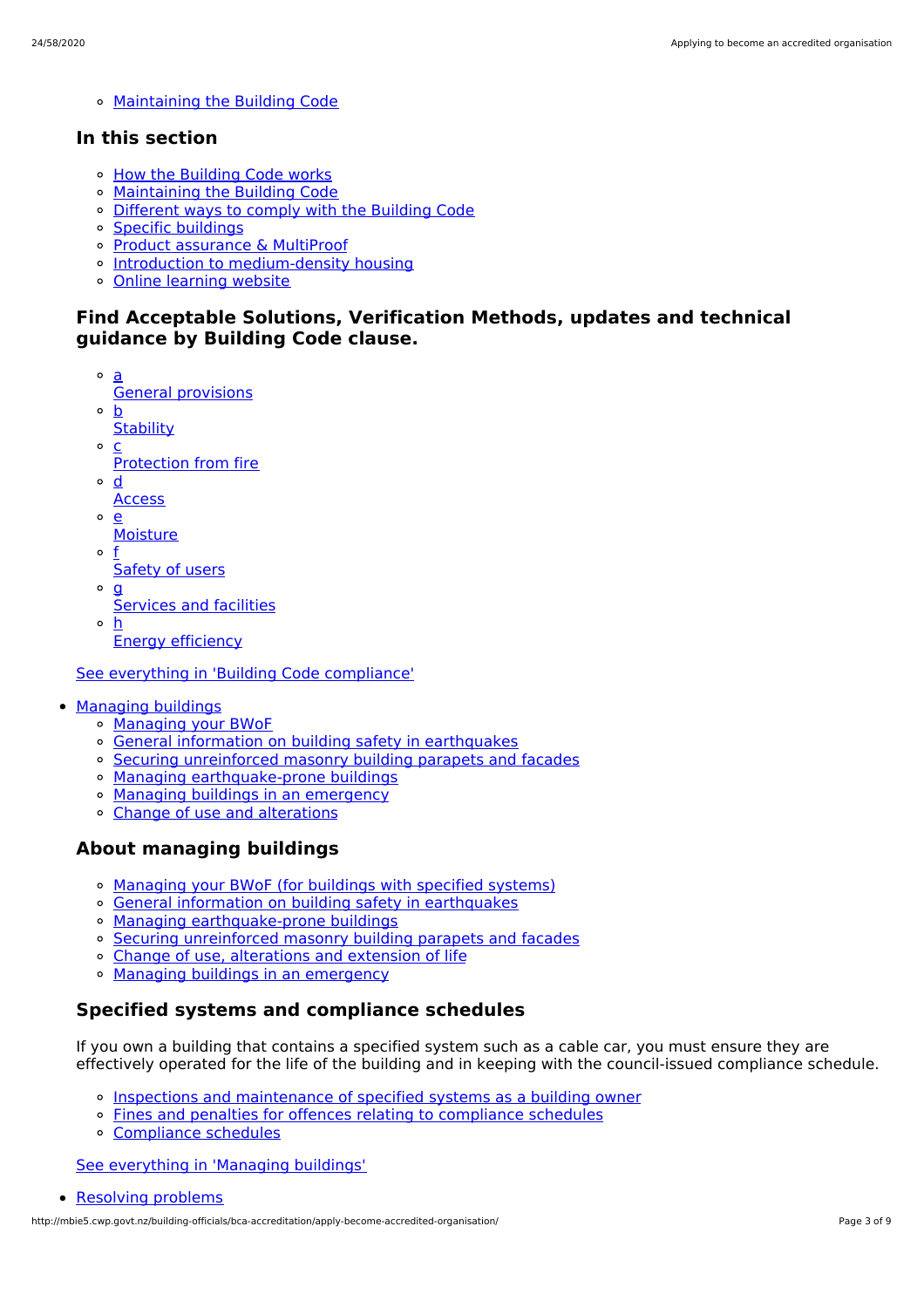- Maintaining the Building Code

## In this section

- How the Building Code works
- Maintaining the Building Code
- Different ways to comply with the Building Code
- Specific buildings
- Product assurance & MultiProof
- Introduction to medium-density housing
- Online learning website

## Find Acceptable Solutions, Verification Methods, updates and technical guidance by Building Code clause.

- a
  General provisions
- b
  Stability
- c
  Protection from fire
- d
  Access
- e
  Moisture
- f
  Safety of users
- g
  Services and facilities
- h
  Energy efficiency

See everything in 'Building Code compliance'

- Managing buildings
  - Managing your BWoF
  - General information on building safety in earthquakes
  - Securing unreinforced masonry building parapets and facades
  - Managing earthquake-prone buildings
  - Managing buildings in an emergency
  - Change of use and alterations

## About managing buildings

- Managing your BWoF (for buildings with specified systems)
- General information on building safety in earthquakes
- Managing earthquake-prone buildings
- Securing unreinforced masonry building parapets and facades
- Change of use, alterations and extension of life
- Managing buildings in an emergency

## Specified systems and compliance schedules

If you own a building that contains a specified system such as a cable car, you must ensure they are effectively operated for the life of the building and in keeping with the council-issued compliance schedule.

- Inspections and maintenance of specified systems as a building owner
- Fines and penalties for offences relating to compliance schedules
- Compliance schedules

See everything in 'Managing buildings'

- Resolving problems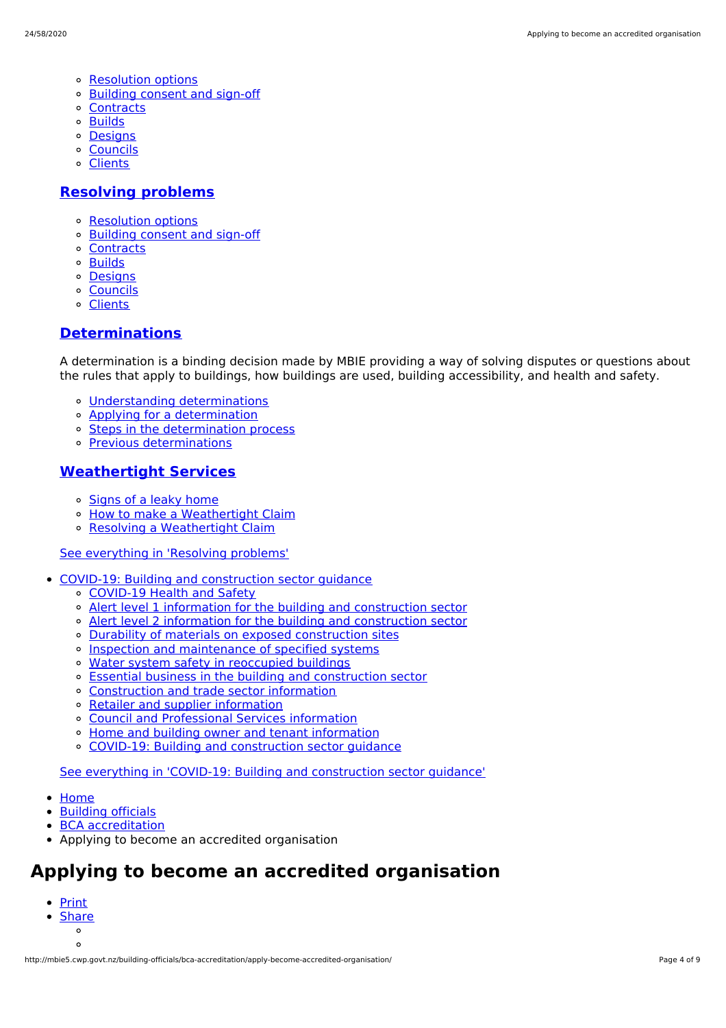- Resolution options
- Building consent and sign-off
- Contracts
- Builds
- Designs
- Councils
- Clients

## Resolving problems

- Resolution options
- Building consent and sign-off
- Contracts
- Builds
- Designs
- Councils
- Clients

## Determinations

A determination is a binding decision made by MBIE providing a way of solving disputes or questions about the rules that apply to buildings, how buildings are used, building accessibility, and health and safety.

- Understanding determinations
- Applying for a determination
- Steps in the determination process
- Previous determinations

## Weathertight Services

- Signs of a leaky home
- How to make a Weathertight Claim
- Resolving a Weathertight Claim

See everything in 'Resolving problems'

- COVID-19: Building and construction sector guidance
  - COVID-19 Health and Safety
  - Alert level 1 information for the building and construction sector
  - Alert level 2 information for the building and construction sector
  - Durability of materials on exposed construction sites
  - Inspection and maintenance of specified systems
  - Water system safety in reoccupied buildings
  - Essential business in the building and construction sector
  - Construction and trade sector information
  - Retailer and supplier information
  - Council and Professional Services information
  - Home and building owner and tenant information
  - COVID-19: Building and construction sector guidance

See everything in 'COVID-19: Building and construction sector guidance'

- Home
- Building officials
- BCA accreditation
- Applying to become an accredited organisation

# Applying to become an accredited organisation

- Print
- Share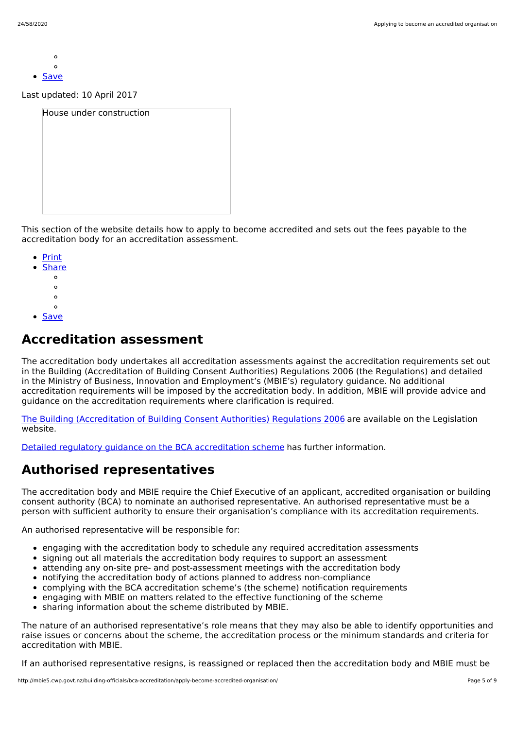- Save

Last updated: 10 April 2017

House under construction

This section of the website details how to apply to become accredited and sets out the fees payable to the accreditation body for an accreditation assessment.

- Print
- Share
- Save

## Accreditation assessment

The accreditation body undertakes all accreditation assessments against the accreditation requirements set out in the Building (Accreditation of Building Consent Authorities) Regulations 2006 (the Regulations) and detailed in the Ministry of Business, Innovation and Employment's (MBIE's) regulatory guidance. No additional accreditation requirements will be imposed by the accreditation body. In addition, MBIE will provide advice and guidance on the accreditation requirements where clarification is required.

The Building (Accreditation of Building Consent Authorities) Regulations 2006 are available on the Legislation website.

Detailed regulatory guidance on the BCA accreditation scheme has further information.

## Authorised representatives

The accreditation body and MBIE require the Chief Executive of an applicant, accredited organisation or building consent authority (BCA) to nominate an authorised representative. An authorised representative must be a person with sufficient authority to ensure their organisation's compliance with its accreditation requirements.

An authorised representative will be responsible for:

- engaging with the accreditation body to schedule any required accreditation assessments
- signing out all materials the accreditation body requires to support an assessment
- attending any on-site pre- and post-assessment meetings with the accreditation body
- notifying the accreditation body of actions planned to address non-compliance
- complying with the BCA accreditation scheme's (the scheme) notification requirements
- engaging with MBIE on matters related to the effective functioning of the scheme
- sharing information about the scheme distributed by MBIE.

The nature of an authorised representative's role means that they may also be able to identify opportunities and raise issues or concerns about the scheme, the accreditation process or the minimum standards and criteria for accreditation with MBIE.

If an authorised representative resigns, is reassigned or replaced then the accreditation body and MBIE must be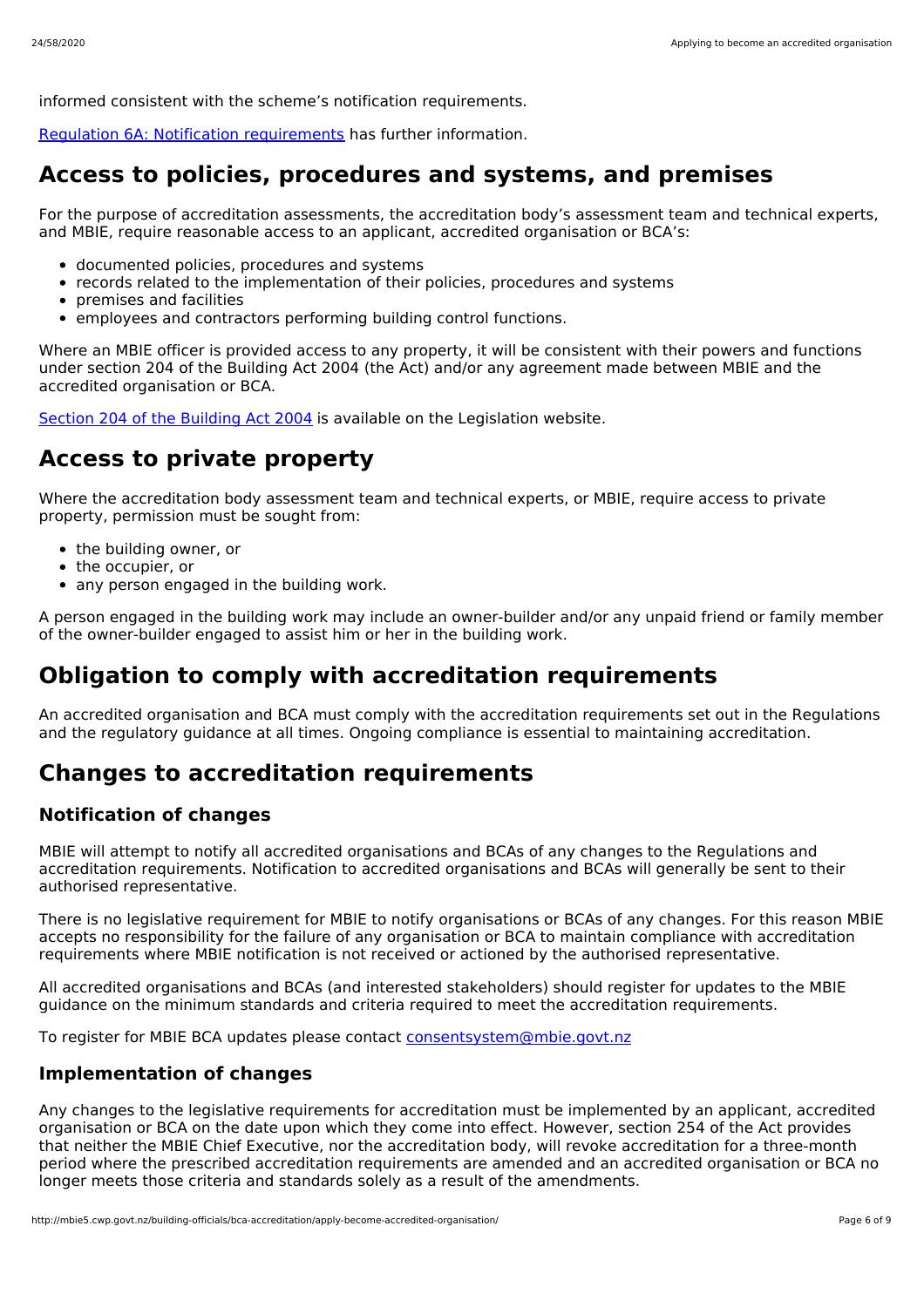informed consistent with the scheme's notification requirements.

[Regulation 6A: Notification requirements](#) has further information.

## Access to policies, procedures and systems, and premises

For the purpose of accreditation assessments, the accreditation body's assessment team and technical experts, and MBIE, require reasonable access to an applicant, accredited organisation or BCA's:

- documented policies, procedures and systems
- records related to the implementation of their policies, procedures and systems
- premises and facilities
- employees and contractors performing building control functions.

Where an MBIE officer is provided access to any property, it will be consistent with their powers and functions under section 204 of the Building Act 2004 (the Act) and/or any agreement made between MBIE and the accredited organisation or BCA.

[Section 204 of the Building Act 2004](#) is available on the Legislation website.

## Access to private property

Where the accreditation body assessment team and technical experts, or MBIE, require access to private property, permission must be sought from:

- the building owner, or
- the occupier, or
- any person engaged in the building work.

A person engaged in the building work may include an owner-builder and/or any unpaid friend or family member of the owner-builder engaged to assist him or her in the building work.

## Obligation to comply with accreditation requirements

An accredited organisation and BCA must comply with the accreditation requirements set out in the Regulations and the regulatory guidance at all times. Ongoing compliance is essential to maintaining accreditation.

## Changes to accreditation requirements

### Notification of changes

MBIE will attempt to notify all accredited organisations and BCAs of any changes to the Regulations and accreditation requirements. Notification to accredited organisations and BCAs will generally be sent to their authorised representative.

There is no legislative requirement for MBIE to notify organisations or BCAs of any changes. For this reason MBIE accepts no responsibility for the failure of any organisation or BCA to maintain compliance with accreditation requirements where MBIE notification is not received or actioned by the authorised representative.

All accredited organisations and BCAs (and interested stakeholders) should register for updates to the MBIE guidance on the minimum standards and criteria required to meet the accreditation requirements.

To register for MBIE BCA updates please contact [consentsystem@mbie.govt.nz](mailto:consentsystem@mbie.govt.nz)

### Implementation of changes

Any changes to the legislative requirements for accreditation must be implemented by an applicant, accredited organisation or BCA on the date upon which they come into effect. However, section 254 of the Act provides that neither the MBIE Chief Executive, nor the accreditation body, will revoke accreditation for a three-month period where the prescribed accreditation requirements are amended and an accredited organisation or BCA no longer meets those criteria and standards solely as a result of the amendments.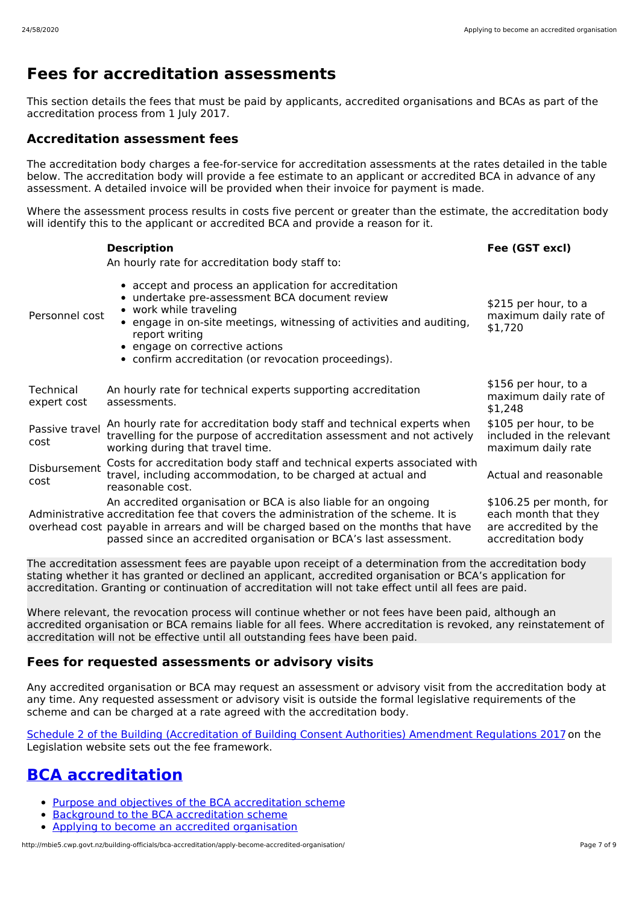# Fees for accreditation assessments

This section details the fees that must be paid by applicants, accredited organisations and BCAs as part of the accreditation process from 1 July 2017.

## Accreditation assessment fees

The accreditation body charges a fee-for-service for accreditation assessments at the rates detailed in the table below. The accreditation body will provide a fee estimate to an applicant or accredited BCA in advance of any assessment. A detailed invoice will be provided when their invoice for payment is made.

Where the assessment process results in costs five percent or greater than the estimate, the accreditation body will identify this to the applicant or accredited BCA and provide a reason for it.

| | **Description** | **Fee (GST excl)** |
|---|---|---|
| Personnel cost | An hourly rate for accreditation body staff to:<br>• accept and process an application for accreditation<br>• undertake pre-assessment BCA document review<br>• work while traveling<br>• engage in on-site meetings, witnessing of activities and auditing, report writing<br>• engage on corrective actions<br>• confirm accreditation (or revocation proceedings). | $215 per hour, to a maximum daily rate of $1,720 |
| Technical expert cost | An hourly rate for technical experts supporting accreditation assessments. | $156 per hour, to a maximum daily rate of $1,248 |
| Passive travel cost | An hourly rate for accreditation body staff and technical experts when travelling for the purpose of accreditation assessment and not actively working during that travel time. | $105 per hour, to be included in the relevant maximum daily rate |
| Disbursement cost | Costs for accreditation body staff and technical experts associated with travel, including accommodation, to be charged at actual and reasonable cost. | Actual and reasonable |
| Administrative overhead cost | An accredited organisation or BCA is also liable for an ongoing accreditation fee that covers the administration of the scheme. It is payable in arrears and will be charged based on the months that have passed since an accredited organisation or BCA's last assessment. | $106.25 per month, for each month that they are accredited by the accreditation body |

The accreditation assessment fees are payable upon receipt of a determination from the accreditation body stating whether it has granted or declined an applicant, accredited organisation or BCA's application for accreditation. Granting or continuation of accreditation will not take effect until all fees are paid.

Where relevant, the revocation process will continue whether or not fees have been paid, although an accredited organisation or BCA remains liable for all fees. Where accreditation is revoked, any reinstatement of accreditation will not be effective until all outstanding fees have been paid.

## Fees for requested assessments or advisory visits

Any accredited organisation or BCA may request an assessment or advisory visit from the accreditation body at any time. Any requested assessment or advisory visit is outside the formal legislative requirements of the scheme and can be charged at a rate agreed with the accreditation body.

Schedule 2 of the Building (Accreditation of Building Consent Authorities) Amendment Regulations 2017 on the Legislation website sets out the fee framework.

# BCA accreditation

- Purpose and objectives of the BCA accreditation scheme
- Background to the BCA accreditation scheme
- Applying to become an accredited organisation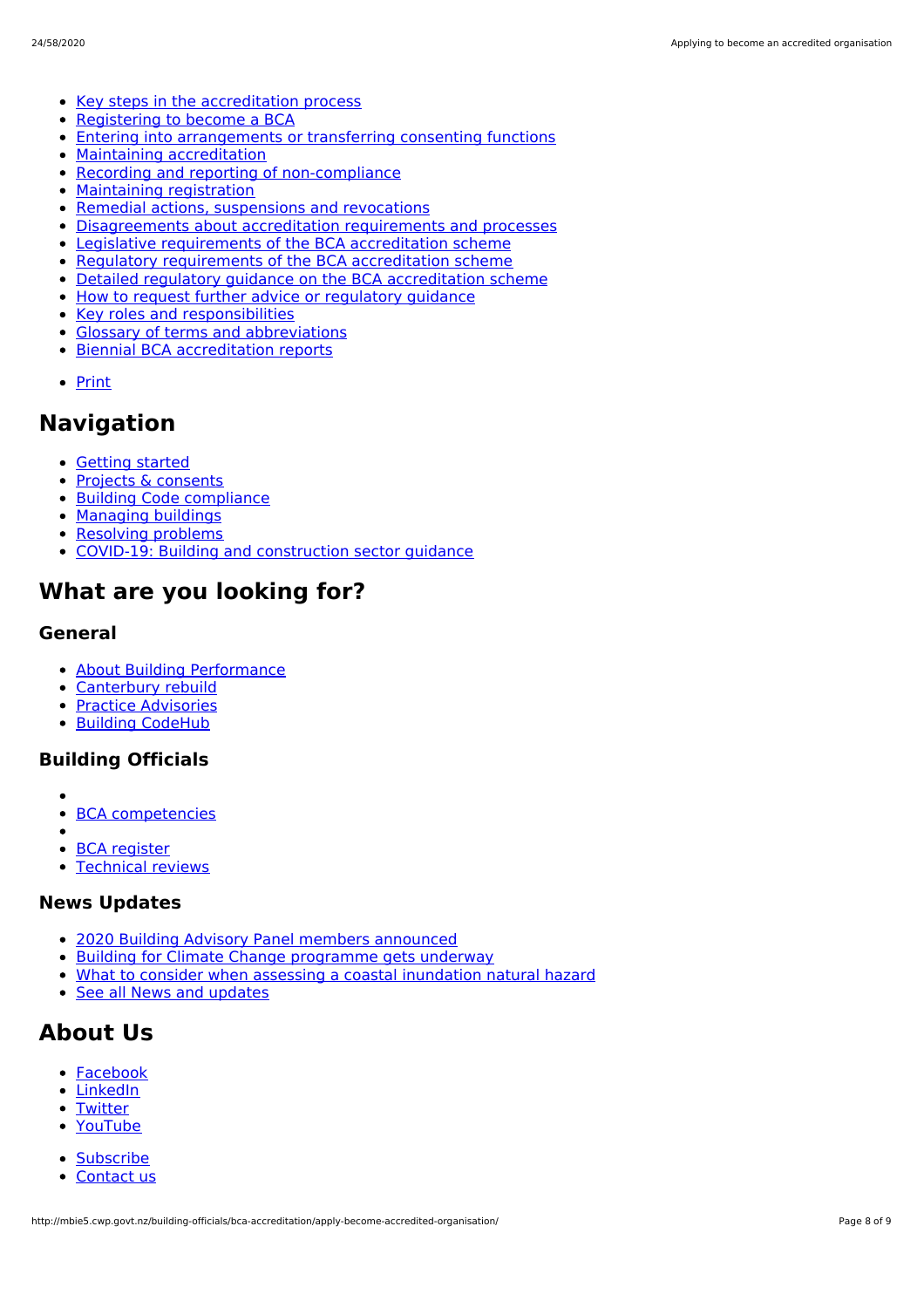- Key steps in the accreditation process
- Registering to become a BCA
- Entering into arrangements or transferring consenting functions
- Maintaining accreditation
- Recording and reporting of non-compliance
- Maintaining registration
- Remedial actions, suspensions and revocations
- Disagreements about accreditation requirements and processes
- Legislative requirements of the BCA accreditation scheme
- Regulatory requirements of the BCA accreditation scheme
- Detailed regulatory guidance on the BCA accreditation scheme
- How to request further advice or regulatory guidance
- Key roles and responsibilities
- Glossary of terms and abbreviations
- Biennial BCA accreditation reports

- Print

## Navigation

- Getting started
- Projects & consents
- Building Code compliance
- Managing buildings
- Resolving problems
- COVID-19: Building and construction sector guidance

## What are you looking for?

### General

- About Building Performance
- Canterbury rebuild
- Practice Advisories
- Building CodeHub

### Building Officials

- BCA competencies
- BCA register
- Technical reviews

### News Updates

- 2020 Building Advisory Panel members announced
- Building for Climate Change programme gets underway
- What to consider when assessing a coastal inundation natural hazard
- See all News and updates

## About Us

- Facebook
- LinkedIn
- Twitter
- YouTube

- Subscribe
- Contact us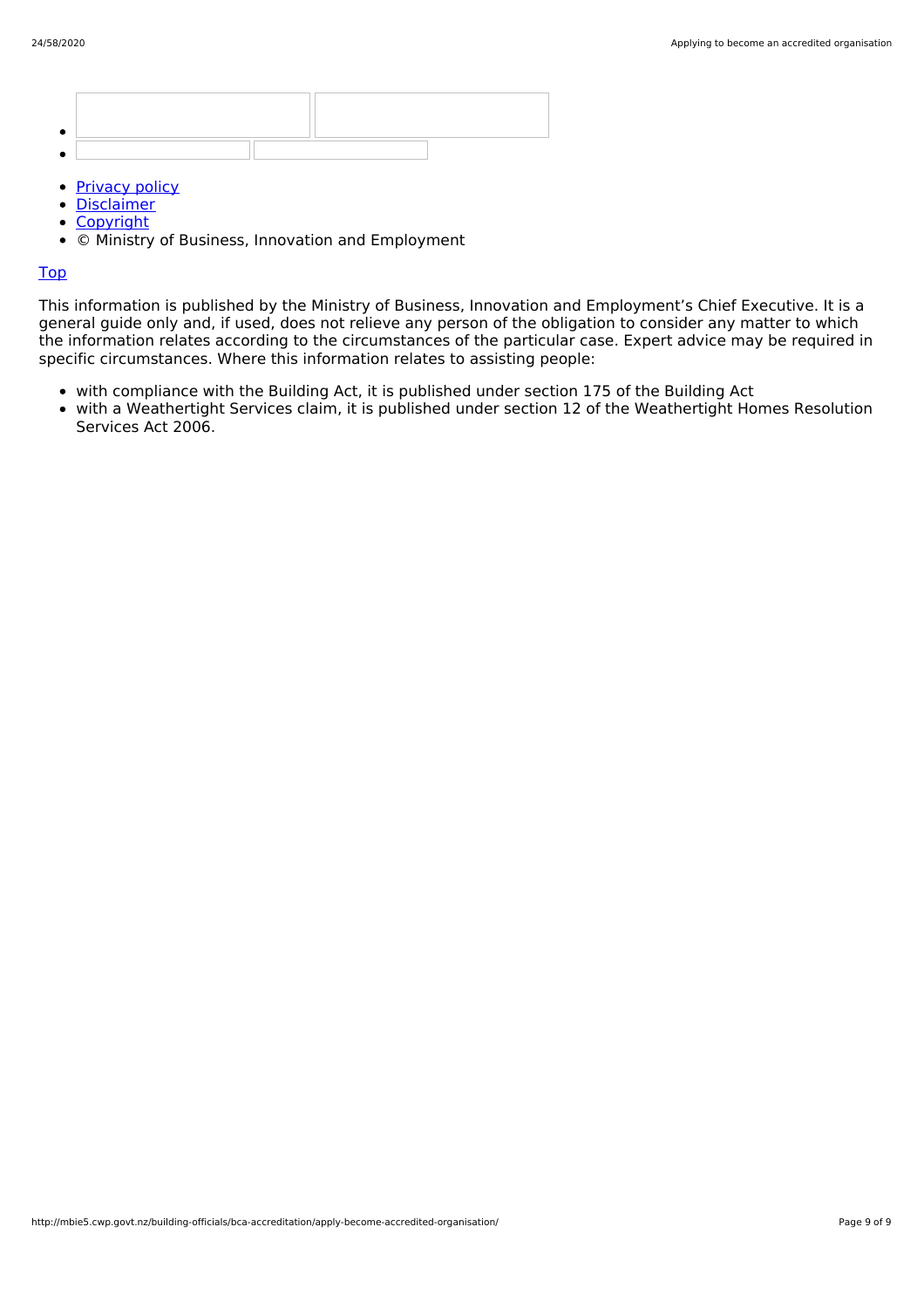- Privacy policy
- Disclaimer
- Copyright
- © Ministry of Business, Innovation and Employment

Top

This information is published by the Ministry of Business, Innovation and Employment's Chief Executive. It is a general guide only and, if used, does not relieve any person of the obligation to consider any matter to which the information relates according to the circumstances of the particular case. Expert advice may be required in specific circumstances. Where this information relates to assisting people:

- with compliance with the Building Act, it is published under section 175 of the Building Act
- with a Weathertight Services claim, it is published under section 12 of the Weathertight Homes Resolution Services Act 2006.